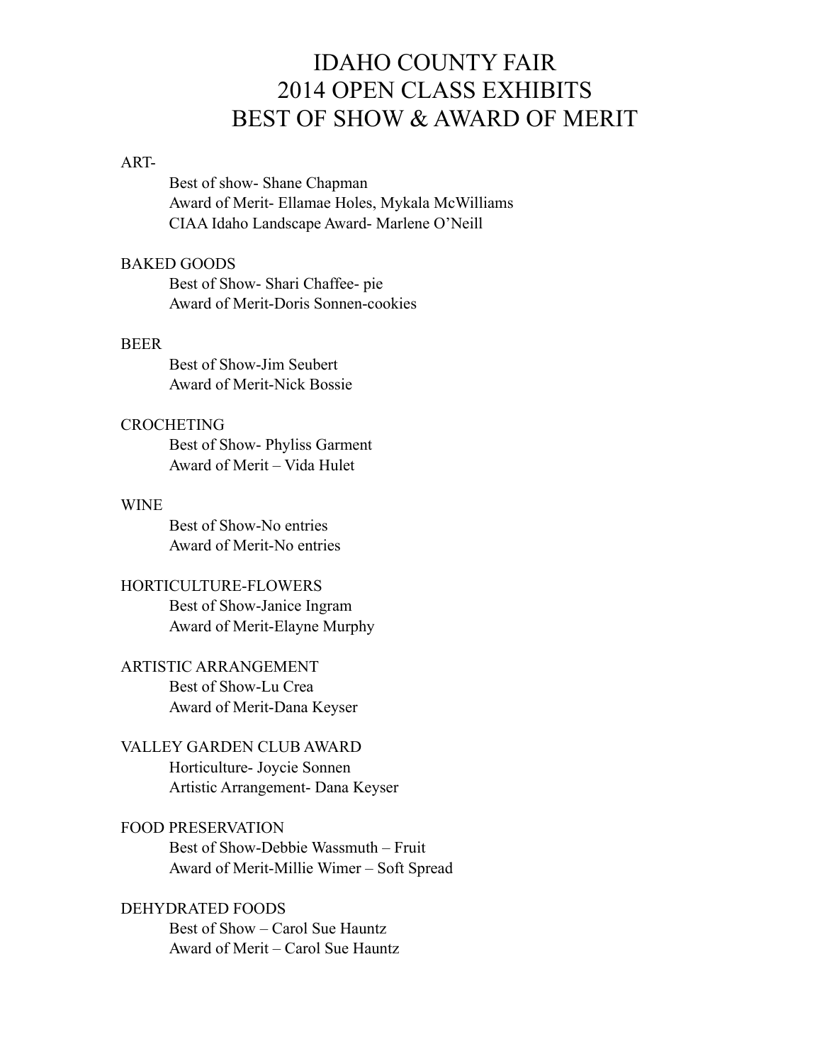# IDAHO COUNTY FAIR
# 2014 OPEN CLASS EXHIBITS
# BEST OF SHOW & AWARD OF MERIT

ART-

- Best of show- Shane Chapman
- Award of Merit- Ellamae Holes, Mykala McWilliams
- CIAA Idaho Landscape Award- Marlene O'Neill

BAKED GOODS

- Best of Show- Shari Chaffee- pie
- Award of Merit-Doris Sonnen-cookies

BEER

- Best of Show-Jim Seubert
- Award of Merit-Nick Bossie

CROCHETING

- Best of Show- Phyliss Garment
- Award of Merit – Vida Hulet

WINE

- Best of Show-No entries
- Award of Merit-No entries

HORTICULTURE-FLOWERS

- Best of Show-Janice Ingram
- Award of Merit-Elayne Murphy

ARTISTIC ARRANGEMENT

- Best of Show-Lu Crea
- Award of Merit-Dana Keyser

VALLEY GARDEN CLUB AWARD

- Horticulture- Joycie Sonnen
- Artistic Arrangement- Dana Keyser

FOOD PRESERVATION

- Best of Show-Debbie Wassmuth – Fruit
- Award of Merit-Millie Wimer – Soft Spread

DEHYDRATED FOODS

- Best of Show – Carol Sue Hauntz
- Award of Merit – Carol Sue Hauntz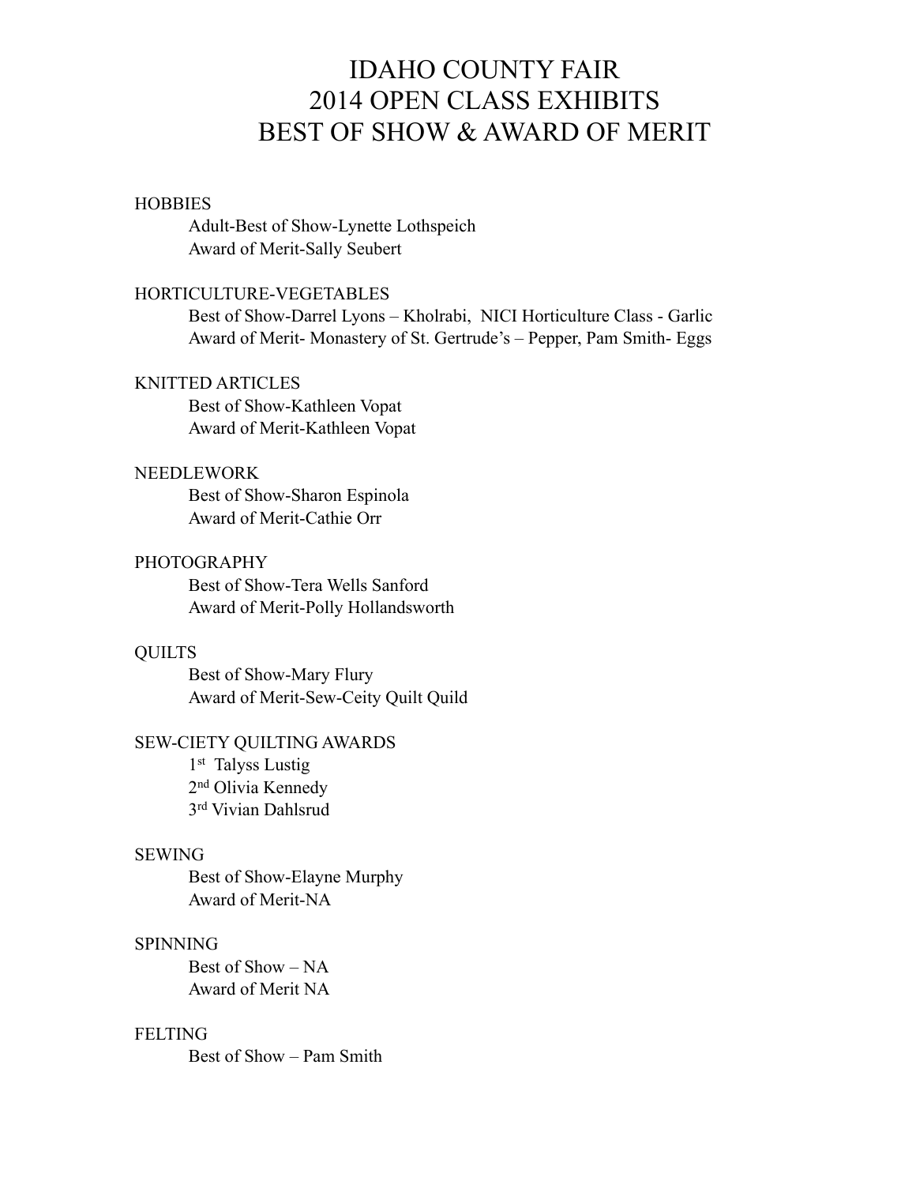# IDAHO COUNTY FAIR
# 2014 OPEN CLASS EXHIBITS
# BEST OF SHOW & AWARD OF MERIT

HOBBIES

Adult-Best of Show-Lynette Lothspeich
Award of Merit-Sally Seubert

HORTICULTURE-VEGETABLES

Best of Show-Darrel Lyons – Kholrabi, NICI Horticulture Class - Garlic
Award of Merit- Monastery of St. Gertrude's – Pepper, Pam Smith- Eggs

KNITTED ARTICLES

Best of Show-Kathleen Vopat
Award of Merit-Kathleen Vopat

NEEDLEWORK

Best of Show-Sharon Espinola
Award of Merit-Cathie Orr

PHOTOGRAPHY

Best of Show-Tera Wells Sanford
Award of Merit-Polly Hollandsworth

QUILTS

Best of Show-Mary Flury
Award of Merit-Sew-Ceity Quilt Quild

SEW-CIETY QUILTING AWARDS

1st Talyss Lustig
2nd Olivia Kennedy
3rd Vivian Dahlsrud

SEWING

Best of Show-Elayne Murphy
Award of Merit-NA

SPINNING

Best of Show – NA
Award of Merit NA

FELTING

Best of Show – Pam Smith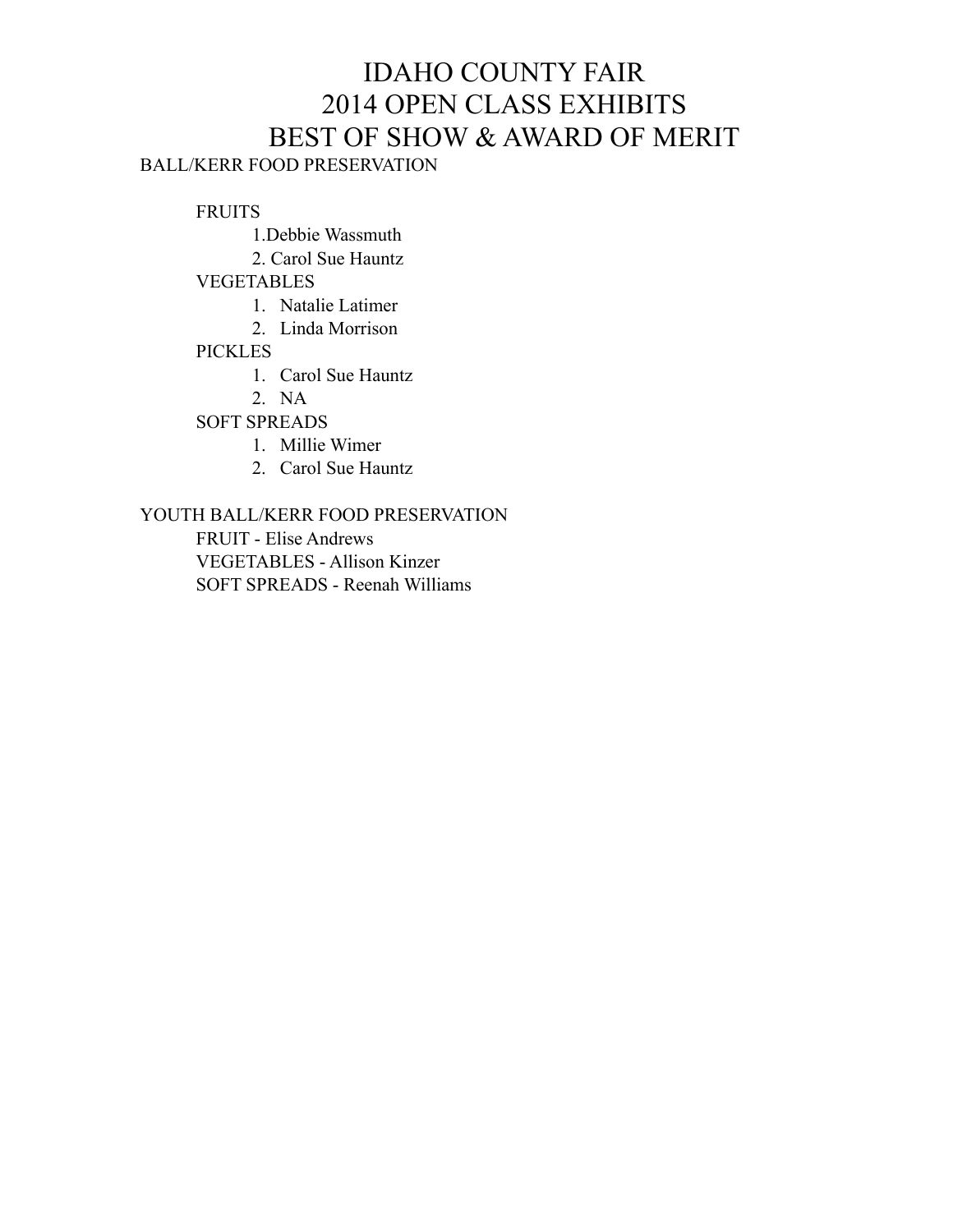# IDAHO COUNTY FAIR
# 2014 OPEN CLASS EXHIBITS
# BEST OF SHOW & AWARD OF MERIT

BALL/KERR FOOD PRESERVATION

FRUITS

1. Debbie Wassmuth
2. Carol Sue Hauntz

VEGETABLES

1. Natalie Latimer
2. Linda Morrison

PICKLES

1. Carol Sue Hauntz
2. NA

SOFT SPREADS

1. Millie Wimer
2. Carol Sue Hauntz

YOUTH BALL/KERR FOOD PRESERVATION

FRUIT - Elise Andrews
VEGETABLES - Allison Kinzer
SOFT SPREADS - Reenah Williams